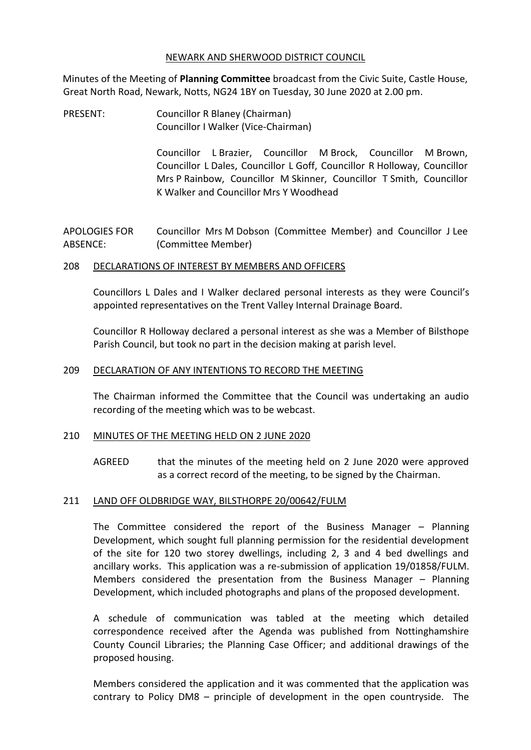NEWARK AND SHERWOOD DISTRICT COUNCIL

Minutes of the Meeting of **Planning Committee** broadcast from the Civic Suite, Castle House, Great North Road, Newark, Notts, NG24 1BY on Tuesday, 30 June 2020 at 2.00 pm.

PRESENT: Councillor R Blaney (Chairman)
Councillor I Walker (Vice-Chairman)

Councillor L Brazier, Councillor M Brock, Councillor M Brown, Councillor L Dales, Councillor L Goff, Councillor R Holloway, Councillor Mrs P Rainbow, Councillor M Skinner, Councillor T Smith, Councillor K Walker and Councillor Mrs Y Woodhead

APOLOGIES FOR ABSENCE: Councillor Mrs M Dobson (Committee Member) and Councillor J Lee (Committee Member)

## 208 DECLARATIONS OF INTEREST BY MEMBERS AND OFFICERS

Councillors L Dales and I Walker declared personal interests as they were Council's appointed representatives on the Trent Valley Internal Drainage Board.

Councillor R Holloway declared a personal interest as she was a Member of Bilsthope Parish Council, but took no part in the decision making at parish level.

## 209 DECLARATION OF ANY INTENTIONS TO RECORD THE MEETING

The Chairman informed the Committee that the Council was undertaking an audio recording of the meeting which was to be webcast.

## 210 MINUTES OF THE MEETING HELD ON 2 JUNE 2020

AGREED that the minutes of the meeting held on 2 June 2020 were approved as a correct record of the meeting, to be signed by the Chairman.

## 211 LAND OFF OLDBRIDGE WAY, BILSTHORPE 20/00642/FULM

The Committee considered the report of the Business Manager – Planning Development, which sought full planning permission for the residential development of the site for 120 two storey dwellings, including 2, 3 and 4 bed dwellings and ancillary works. This application was a re-submission of application 19/01858/FULM. Members considered the presentation from the Business Manager – Planning Development, which included photographs and plans of the proposed development.

A schedule of communication was tabled at the meeting which detailed correspondence received after the Agenda was published from Nottinghamshire County Council Libraries; the Planning Case Officer; and additional drawings of the proposed housing.

Members considered the application and it was commented that the application was contrary to Policy DM8 – principle of development in the open countryside. The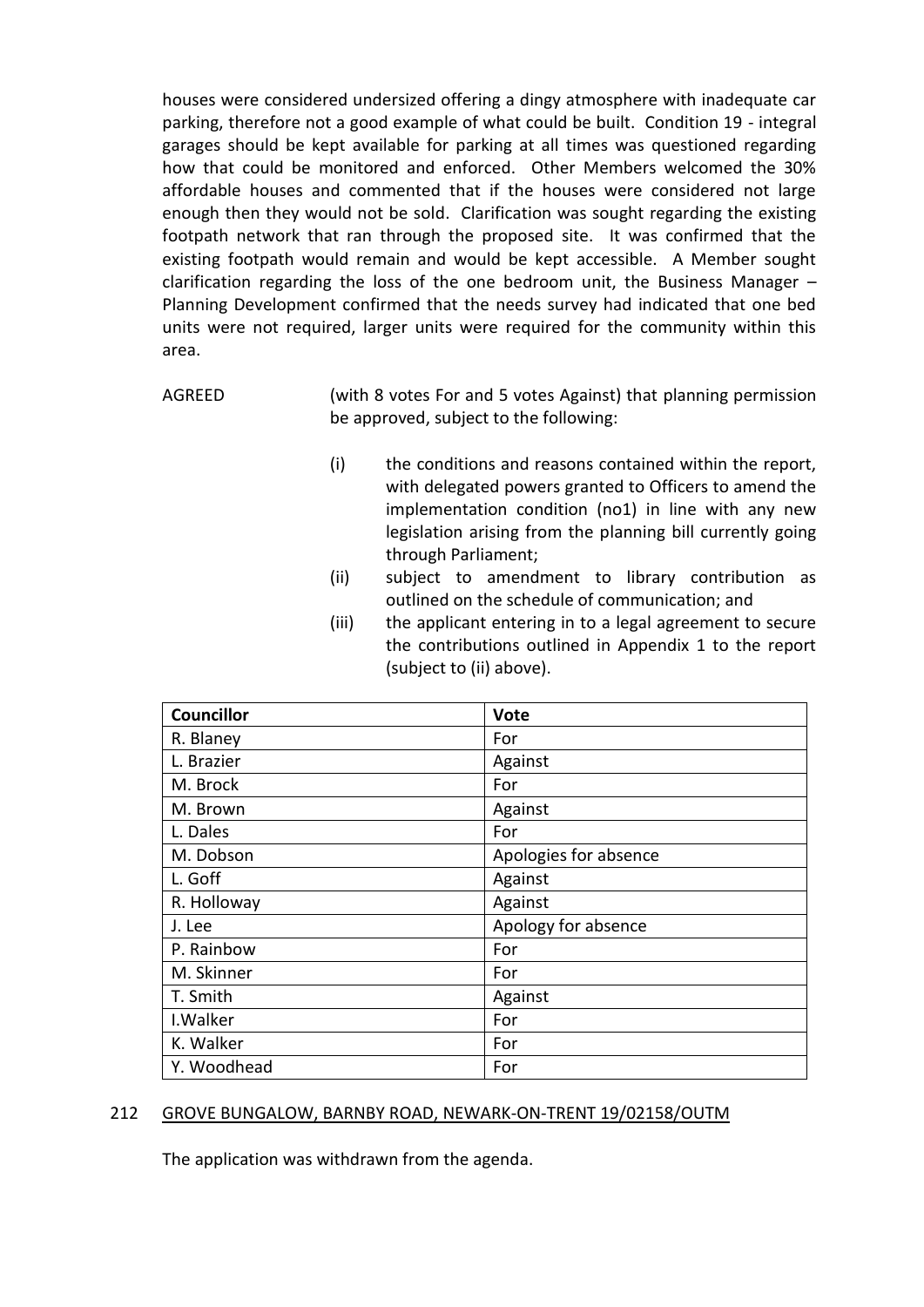houses were considered undersized offering a dingy atmosphere with inadequate car parking, therefore not a good example of what could be built. Condition 19 - integral garages should be kept available for parking at all times was questioned regarding how that could be monitored and enforced. Other Members welcomed the 30% affordable houses and commented that if the houses were considered not large enough then they would not be sold. Clarification was sought regarding the existing footpath network that ran through the proposed site. It was confirmed that the existing footpath would remain and would be kept accessible. A Member sought clarification regarding the loss of the one bedroom unit, the Business Manager – Planning Development confirmed that the needs survey had indicated that one bed units were not required, larger units were required for the community within this area.

AGREED (with 8 votes For and 5 votes Against) that planning permission be approved, subject to the following:

(i) the conditions and reasons contained within the report, with delegated powers granted to Officers to amend the implementation condition (no1) in line with any new legislation arising from the planning bill currently going through Parliament;

(ii) subject to amendment to library contribution as outlined on the schedule of communication; and

(iii) the applicant entering in to a legal agreement to secure the contributions outlined in Appendix 1 to the report (subject to (ii) above).

| Councillor | Vote |
| --- | --- |
| R. Blaney | For |
| L. Brazier | Against |
| M. Brock | For |
| M. Brown | Against |
| L. Dales | For |
| M. Dobson | Apologies for absence |
| L. Goff | Against |
| R. Holloway | Against |
| J. Lee | Apology for absence |
| P. Rainbow | For |
| M. Skinner | For |
| T. Smith | Against |
| I.Walker | For |
| K. Walker | For |
| Y. Woodhead | For |

## 212 GROVE BUNGALOW, BARNBY ROAD, NEWARK-ON-TRENT 19/02158/OUTM

The application was withdrawn from the agenda.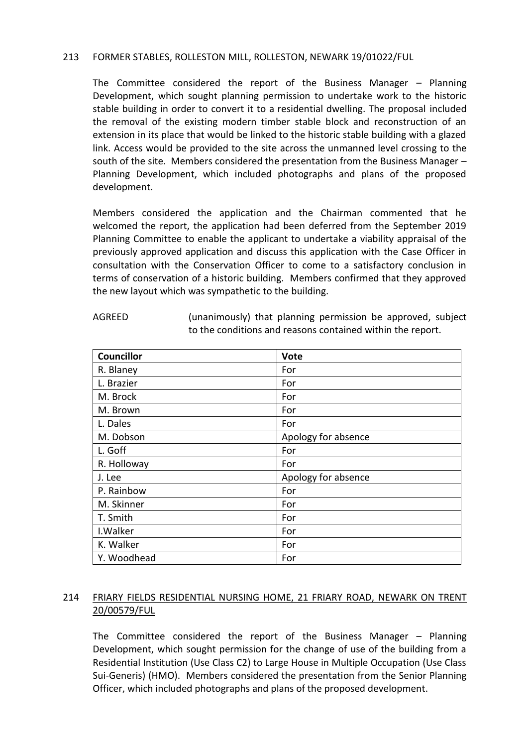213 FORMER STABLES, ROLLESTON MILL, ROLLESTON, NEWARK 19/01022/FUL

The Committee considered the report of the Business Manager – Planning Development, which sought planning permission to undertake work to the historic stable building in order to convert it to a residential dwelling. The proposal included the removal of the existing modern timber stable block and reconstruction of an extension in its place that would be linked to the historic stable building with a glazed link. Access would be provided to the site across the unmanned level crossing to the south of the site. Members considered the presentation from the Business Manager – Planning Development, which included photographs and plans of the proposed development.

Members considered the application and the Chairman commented that he welcomed the report, the application had been deferred from the September 2019 Planning Committee to enable the applicant to undertake a viability appraisal of the previously approved application and discuss this application with the Case Officer in consultation with the Conservation Officer to come to a satisfactory conclusion in terms of conservation of a historic building. Members confirmed that they approved the new layout which was sympathetic to the building.

AGREED (unanimously) that planning permission be approved, subject to the conditions and reasons contained within the report.

| Councillor | Vote |
|---|---|
| R. Blaney | For |
| L. Brazier | For |
| M. Brock | For |
| M. Brown | For |
| L. Dales | For |
| M. Dobson | Apology for absence |
| L. Goff | For |
| R. Holloway | For |
| J. Lee | Apology for absence |
| P. Rainbow | For |
| M. Skinner | For |
| T. Smith | For |
| I.Walker | For |
| K. Walker | For |
| Y. Woodhead | For |

214 FRIARY FIELDS RESIDENTIAL NURSING HOME, 21 FRIARY ROAD, NEWARK ON TRENT 20/00579/FUL

The Committee considered the report of the Business Manager – Planning Development, which sought permission for the change of use of the building from a Residential Institution (Use Class C2) to Large House in Multiple Occupation (Use Class Sui-Generis) (HMO). Members considered the presentation from the Senior Planning Officer, which included photographs and plans of the proposed development.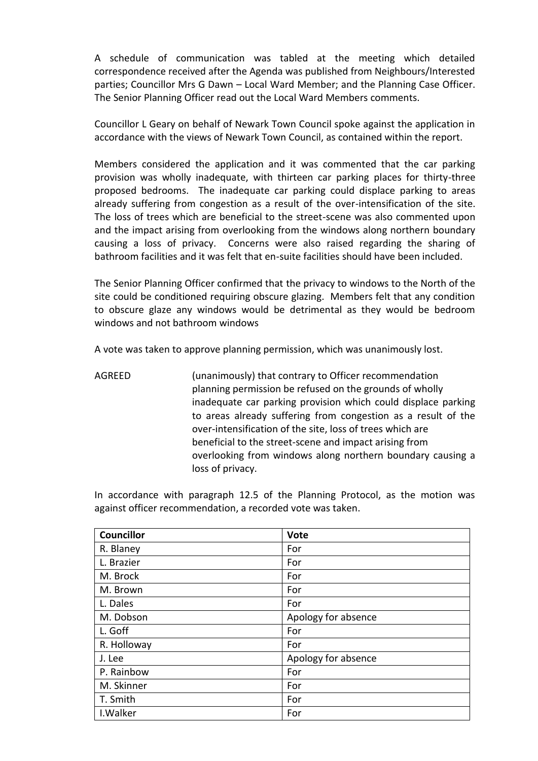A schedule of communication was tabled at the meeting which detailed correspondence received after the Agenda was published from Neighbours/Interested parties; Councillor Mrs G Dawn – Local Ward Member; and the Planning Case Officer. The Senior Planning Officer read out the Local Ward Members comments.

Councillor L Geary on behalf of Newark Town Council spoke against the application in accordance with the views of Newark Town Council, as contained within the report.

Members considered the application and it was commented that the car parking provision was wholly inadequate, with thirteen car parking places for thirty-three proposed bedrooms. The inadequate car parking could displace parking to areas already suffering from congestion as a result of the over-intensification of the site. The loss of trees which are beneficial to the street-scene was also commented upon and the impact arising from overlooking from the windows along northern boundary causing a loss of privacy. Concerns were also raised regarding the sharing of bathroom facilities and it was felt that en-suite facilities should have been included.

The Senior Planning Officer confirmed that the privacy to windows to the North of the site could be conditioned requiring obscure glazing. Members felt that any condition to obscure glaze any windows would be detrimental as they would be bedroom windows and not bathroom windows

A vote was taken to approve planning permission, which was unanimously lost.

AGREED (unanimously) that contrary to Officer recommendation planning permission be refused on the grounds of wholly inadequate car parking provision which could displace parking to areas already suffering from congestion as a result of the over-intensification of the site, loss of trees which are beneficial to the street-scene and impact arising from overlooking from windows along northern boundary causing a loss of privacy.

In accordance with paragraph 12.5 of the Planning Protocol, as the motion was against officer recommendation, a recorded vote was taken.

| Councillor | Vote |
|---|---|
| R. Blaney | For |
| L. Brazier | For |
| M. Brock | For |
| M. Brown | For |
| L. Dales | For |
| M. Dobson | Apology for absence |
| L. Goff | For |
| R. Holloway | For |
| J. Lee | Apology for absence |
| P. Rainbow | For |
| M. Skinner | For |
| T. Smith | For |
| I.Walker | For |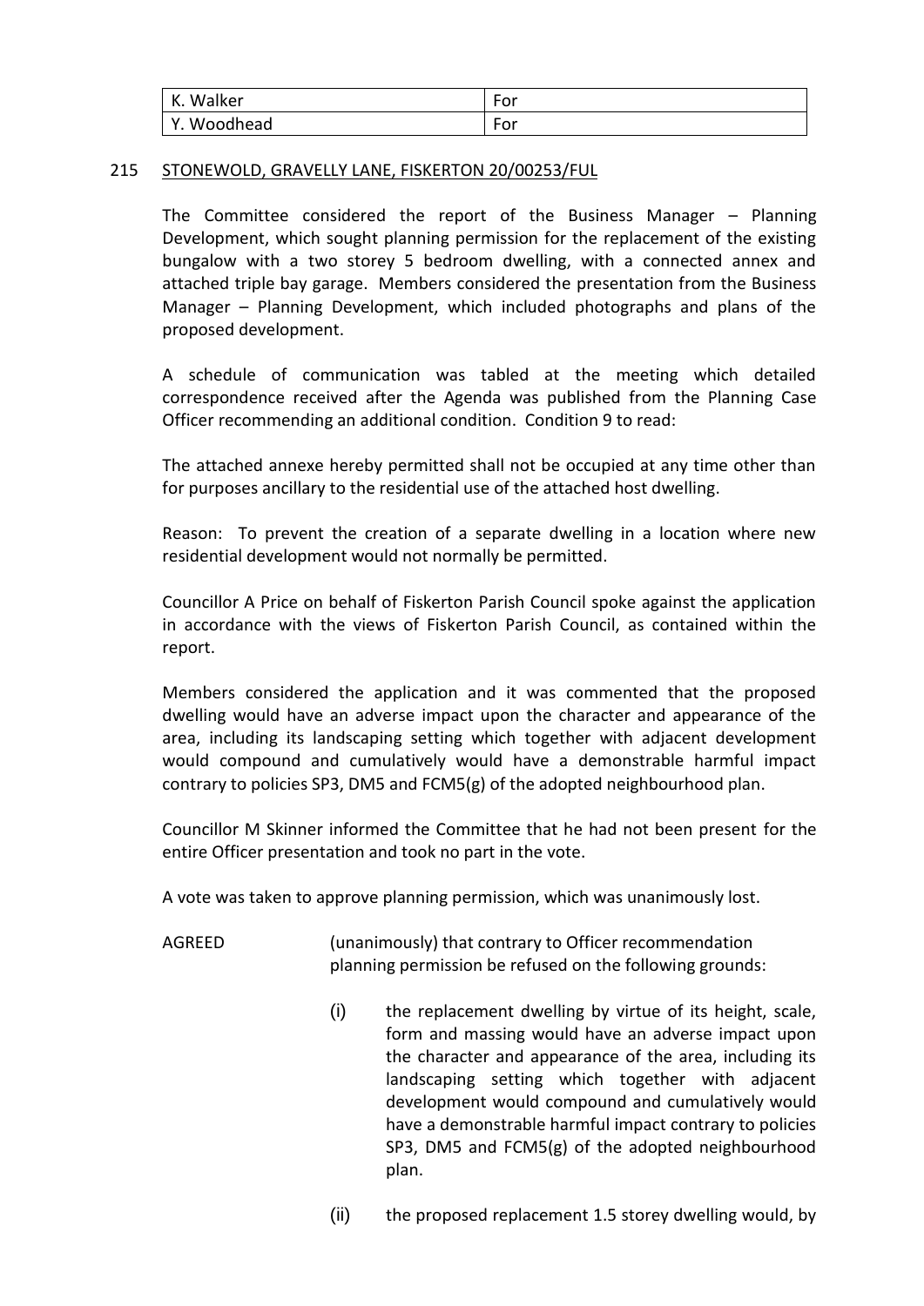| K. Walker | For |
|---|---|
| Y. Woodhead | For |

215 STONEWOLD, GRAVELLY LANE, FISKERTON 20/00253/FUL

The Committee considered the report of the Business Manager – Planning Development, which sought planning permission for the replacement of the existing bungalow with a two storey 5 bedroom dwelling, with a connected annex and attached triple bay garage. Members considered the presentation from the Business Manager – Planning Development, which included photographs and plans of the proposed development.

A schedule of communication was tabled at the meeting which detailed correspondence received after the Agenda was published from the Planning Case Officer recommending an additional condition. Condition 9 to read:

The attached annexe hereby permitted shall not be occupied at any time other than for purposes ancillary to the residential use of the attached host dwelling.

Reason: To prevent the creation of a separate dwelling in a location where new residential development would not normally be permitted.

Councillor A Price on behalf of Fiskerton Parish Council spoke against the application in accordance with the views of Fiskerton Parish Council, as contained within the report.

Members considered the application and it was commented that the proposed dwelling would have an adverse impact upon the character and appearance of the area, including its landscaping setting which together with adjacent development would compound and cumulatively would have a demonstrable harmful impact contrary to policies SP3, DM5 and FCM5(g) of the adopted neighbourhood plan.

Councillor M Skinner informed the Committee that he had not been present for the entire Officer presentation and took no part in the vote.

A vote was taken to approve planning permission, which was unanimously lost.

AGREED (unanimously) that contrary to Officer recommendation planning permission be refused on the following grounds:

(i) the replacement dwelling by virtue of its height, scale, form and massing would have an adverse impact upon the character and appearance of the area, including its landscaping setting which together with adjacent development would compound and cumulatively would have a demonstrable harmful impact contrary to policies SP3, DM5 and FCM5(g) of the adopted neighbourhood plan.

(ii) the proposed replacement 1.5 storey dwelling would, by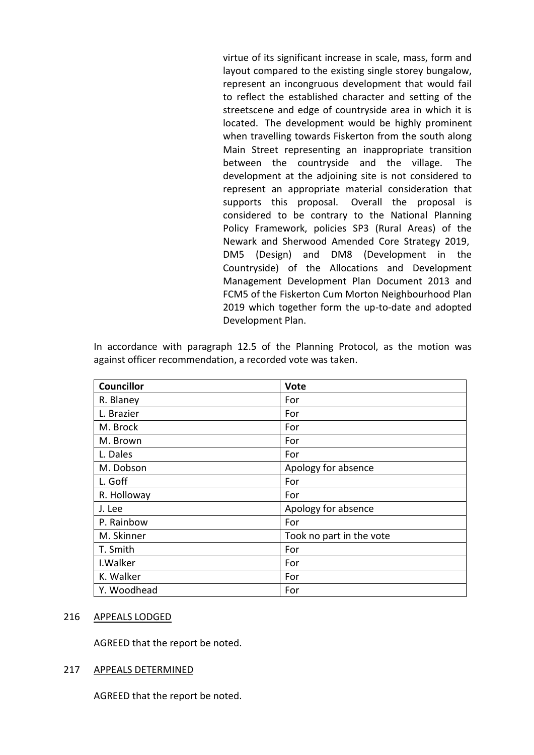virtue of its significant increase in scale, mass, form and layout compared to the existing single storey bungalow, represent an incongruous development that would fail to reflect the established character and setting of the streetscene and edge of countryside area in which it is located. The development would be highly prominent when travelling towards Fiskerton from the south along Main Street representing an inappropriate transition between the countryside and the village. The development at the adjoining site is not considered to represent an appropriate material consideration that supports this proposal. Overall the proposal is considered to be contrary to the National Planning Policy Framework, policies SP3 (Rural Areas) of the Newark and Sherwood Amended Core Strategy 2019, DM5 (Design) and DM8 (Development in the Countryside) of the Allocations and Development Management Development Plan Document 2013 and FCM5 of the Fiskerton Cum Morton Neighbourhood Plan 2019 which together form the up-to-date and adopted Development Plan.

In accordance with paragraph 12.5 of the Planning Protocol, as the motion was against officer recommendation, a recorded vote was taken.

| Councillor | Vote |
|---|---|
| R. Blaney | For |
| L. Brazier | For |
| M. Brock | For |
| M. Brown | For |
| L. Dales | For |
| M. Dobson | Apology for absence |
| L. Goff | For |
| R. Holloway | For |
| J. Lee | Apology for absence |
| P. Rainbow | For |
| M. Skinner | Took no part in the vote |
| T. Smith | For |
| I.Walker | For |
| K. Walker | For |
| Y. Woodhead | For |

## 216 APPEALS LODGED

AGREED that the report be noted.

## 217 APPEALS DETERMINED

AGREED that the report be noted.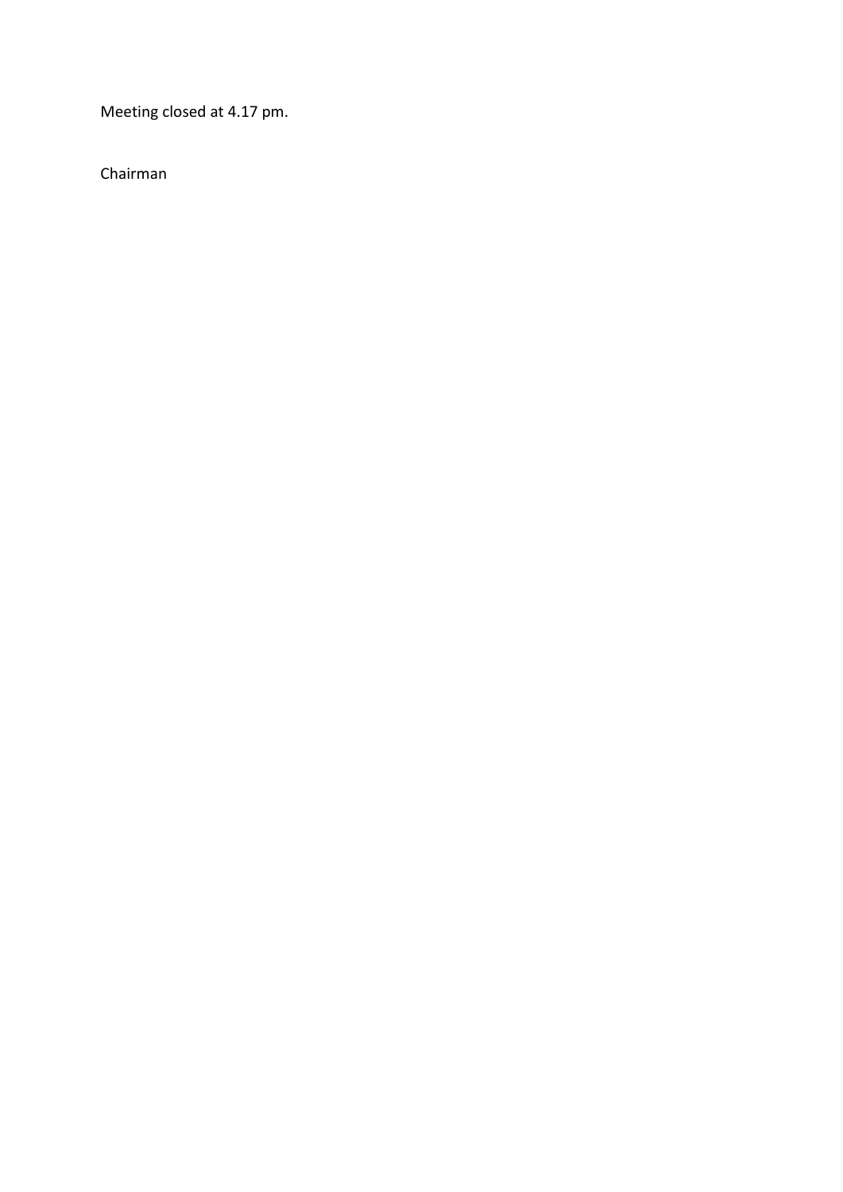Meeting closed at 4.17 pm.

Chairman